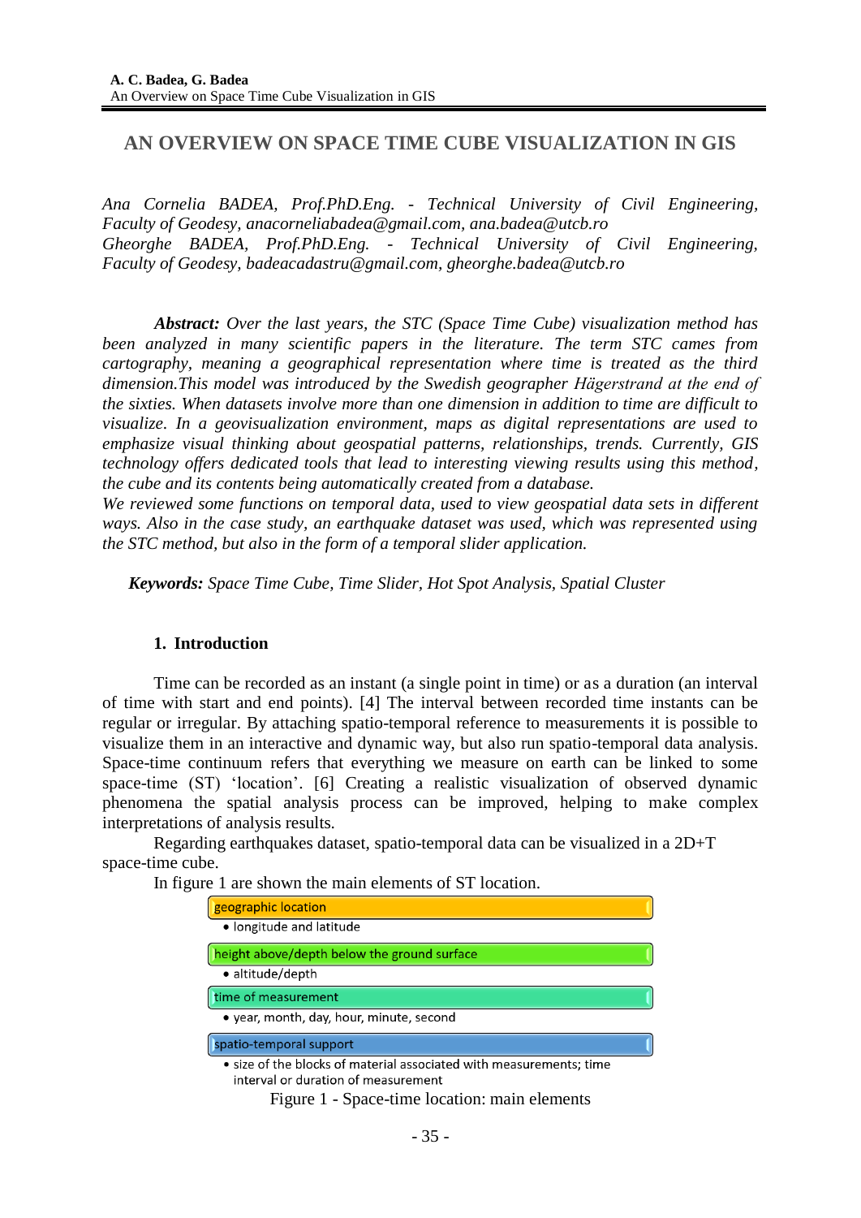# AN OVERVIEW ON SPACE TIME CUBE VISUALIZATION IN GIS

*Ana Cornelia BADEA, Prof.PhD.Eng. - Technical University of Civil Engineering, Faculty of Geodesy, anacorneliabadea@gmail.com, ana.badea@utcb.ro*
*Gheorghe BADEA, Prof.PhD.Eng. - Technical University of Civil Engineering, Faculty of Geodesy, badeacadastru@gmail.com, gheorghe.badea@utcb.ro*

***Abstract:*** *Over the last years, the STC (Space Time Cube) visualization method has been analyzed in many scientific papers in the literature. The term STC cames from cartography, meaning a geographical representation where time is treated as the third dimension.This model was introduced by the Swedish geographer Hägerstrand at the end of the sixties. When datasets involve more than one dimension in addition to time are difficult to visualize. In a geovisualization environment, maps as digital representations are used to emphasize visual thinking about geospatial patterns, relationships, trends. Currently, GIS technology offers dedicated tools that lead to interesting viewing results using this method, the cube and its contents being automatically created from a database.*
*We reviewed some functions on temporal data, used to view geospatial data sets in different ways. Also in the case study, an earthquake dataset was used, which was represented using the STC method, but also in the form of a temporal slider application.*

***Keywords:*** *Space Time Cube, Time Slider, Hot Spot Analysis, Spatial Cluster*

## 1. Introduction

Time can be recorded as an instant (a single point in time) or as a duration (an interval of time with start and end points). [4] The interval between recorded time instants can be regular or irregular. By attaching spatio-temporal reference to measurements it is possible to visualize them in an interactive and dynamic way, but also run spatio-temporal data analysis. Space-time continuum refers that everything we measure on earth can be linked to some space-time (ST) 'location'. [6] Creating a realistic visualization of observed dynamic phenomena the spatial analysis process can be improved, helping to make complex interpretations of analysis results.

Regarding earthquakes dataset, spatio-temporal data can be visualized in a 2D+T space-time cube.

In figure 1 are shown the main elements of ST location.

- **geographic location**
  - longitude and latitude
- **height above/depth below the ground surface**
  - altitude/depth
- **time of measurement**
  - year, month, day, hour, minute, second
- **spatio-temporal support**
  - size of the blocks of material associated with measurements; time interval or duration of measurement

Figure 1 - Space-time location: main elements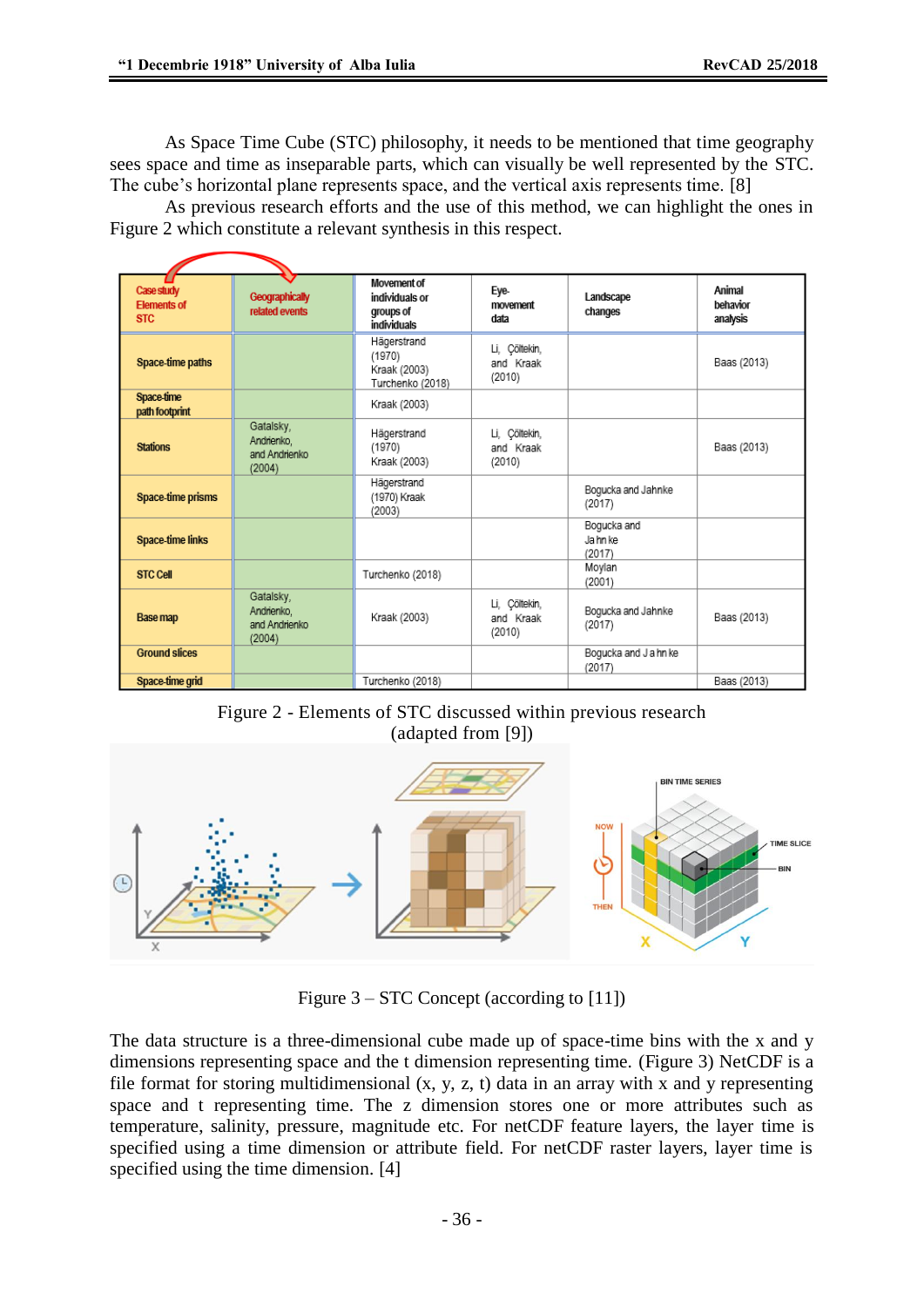As Space Time Cube (STC) philosophy, it needs to be mentioned that time geography sees space and time as inseparable parts, which can visually be well represented by the STC. The cube's horizontal plane represents space, and the vertical axis represents time. [8]

As previous research efforts and the use of this method, we can highlight the ones in Figure 2 which constitute a relevant synthesis in this respect.

| Case study Elements of STC | Geographically related events | Movement of individuals or groups of individuals | Eye-movement data | Landscape changes | Animal behavior analysis |
|---|---|---|---|---|---|
| Space-time paths | | Hägerstrand (1970) Kraak (2003) Turchenko (2018) | Li, Çöltekin, and Kraak (2010) | | Baas (2013) |
| Space-time path footprint | | Kraak (2003) | | | |
| Stations | Gatalsky, Andrienko, and Andrienko (2004) | Hägerstrand (1970) Kraak (2003) | Li, Çöltekin, and Kraak (2010) | | Baas (2013) |
| Space-time prisms | | Hägerstrand (1970) Kraak (2003) | | Bogucka and Jahnke (2017) | |
| Space-time links | | | | Bogucka and Jahnke (2017) | |
| STC Cell | | Turchenko (2018) | | Moylan (2001) | |
| Base map | Gatalsky, Andrienko, and Andrienko (2004) | Kraak (2003) | Li, Çöltekin, and Kraak (2010) | Bogucka and Jahnke (2017) | Baas (2013) |
| Ground slices | | | | Bogucka and Jahnke (2017) | |
| Space-time grid | | Turchenko (2018) | | | Baas (2013) |

Figure 2 - Elements of STC discussed within previous research (adapted from [9])

Figure 3 – STC Concept (according to [11])

The data structure is a three-dimensional cube made up of space-time bins with the x and y dimensions representing space and the t dimension representing time. (Figure 3) NetCDF is a file format for storing multidimensional (x, y, z, t) data in an array with x and y representing space and t representing time. The z dimension stores one or more attributes such as temperature, salinity, pressure, magnitude etc. For netCDF feature layers, the layer time is specified using a time dimension or attribute field. For netCDF raster layers, layer time is specified using the time dimension. [4]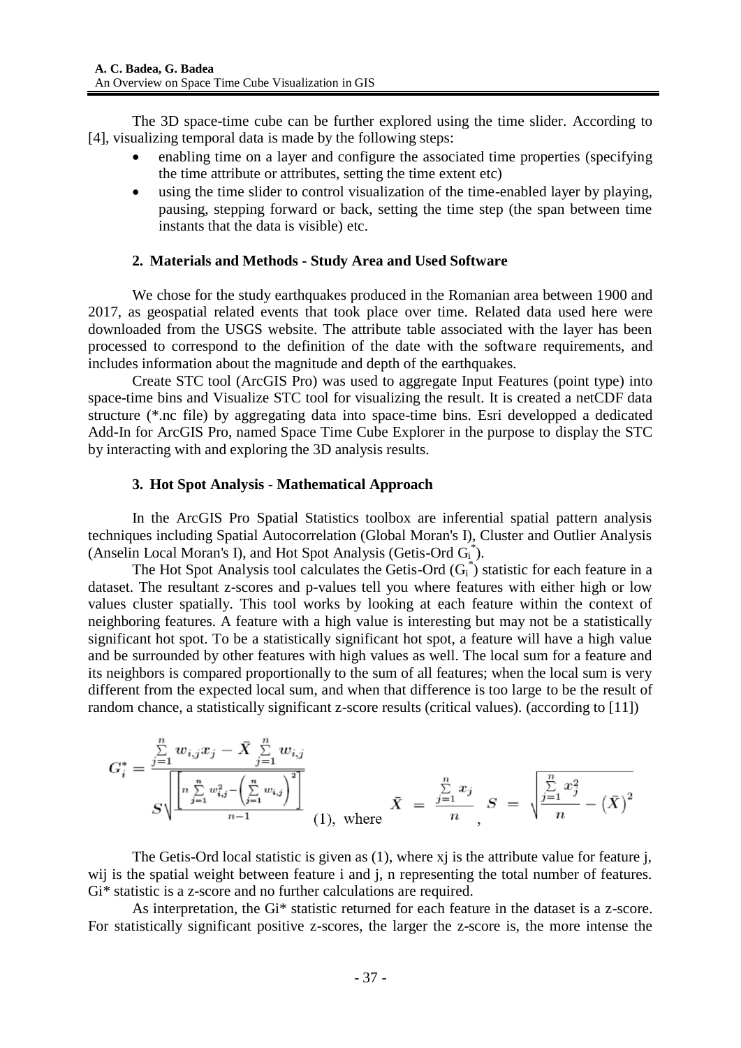The 3D space-time cube can be further explored using the time slider. According to [4], visualizing temporal data is made by the following steps:

- enabling time on a layer and configure the associated time properties (specifying the time attribute or attributes, setting the time extent etc)
- using the time slider to control visualization of the time-enabled layer by playing, pausing, stepping forward or back, setting the time step (the span between time instants that the data is visible) etc.

## 2. Materials and Methods - Study Area and Used Software

We chose for the study earthquakes produced in the Romanian area between 1900 and 2017, as geospatial related events that took place over time. Related data used here were downloaded from the USGS website. The attribute table associated with the layer has been processed to correspond to the definition of the date with the software requirements, and includes information about the magnitude and depth of the earthquakes.

Create STC tool (ArcGIS Pro) was used to aggregate Input Features (point type) into space-time bins and Visualize STC tool for visualizing the result. It is created a netCDF data structure (*.nc file) by aggregating data into space-time bins. Esri developped a dedicated Add-In for ArcGIS Pro, named Space Time Cube Explorer in the purpose to display the STC by interacting with and exploring the 3D analysis results.

## 3. Hot Spot Analysis - Mathematical Approach

In the ArcGIS Pro Spatial Statistics toolbox are inferential spatial pattern analysis techniques including Spatial Autocorrelation (Global Moran's I), Cluster and Outlier Analysis (Anselin Local Moran's I), and Hot Spot Analysis (Getis-Ord $G_i^*$).

The Hot Spot Analysis tool calculates the Getis-Ord ($G_i^*$) statistic for each feature in a dataset. The resultant z-scores and p-values tell you where features with either high or low values cluster spatially. This tool works by looking at each feature within the context of neighboring features. A feature with a high value is interesting but may not be a statistically significant hot spot. To be a statistically significant hot spot, a feature will have a high value and be surrounded by other features with high values as well. The local sum for a feature and its neighbors is compared proportionally to the sum of all features; when the local sum is very different from the expected local sum, and when that difference is too large to be the result of random chance, a statistically significant z-score results (critical values). (according to [11])

$$G_i^* = \frac{\sum_{j=1}^{n} w_{i,j}x_j - \bar{X}\sum_{j=1}^{n} w_{i,j}}{S\sqrt{\frac{\left[n\sum_{j=1}^{n} w_{i,j}^2 - \left(\sum_{j=1}^{n} w_{i,j}\right)^2\right]}{n-1}}} \quad (1), \text{ where } \quad \bar{X} = \frac{\sum_{j=1}^{n} x_j}{n}, \quad S = \sqrt{\frac{\sum_{j=1}^{n} x_j^2}{n} - \left(\bar{X}\right)^2}$$

The Getis-Ord local statistic is given as (1), where $x_j$ is the attribute value for feature j, $w_{ij}$ is the spatial weight between feature i and j, n representing the total number of features. $G_i^*$ statistic is a z-score and no further calculations are required.

As interpretation, the $G_i^*$ statistic returned for each feature in the dataset is a z-score. For statistically significant positive z-scores, the larger the z-score is, the more intense the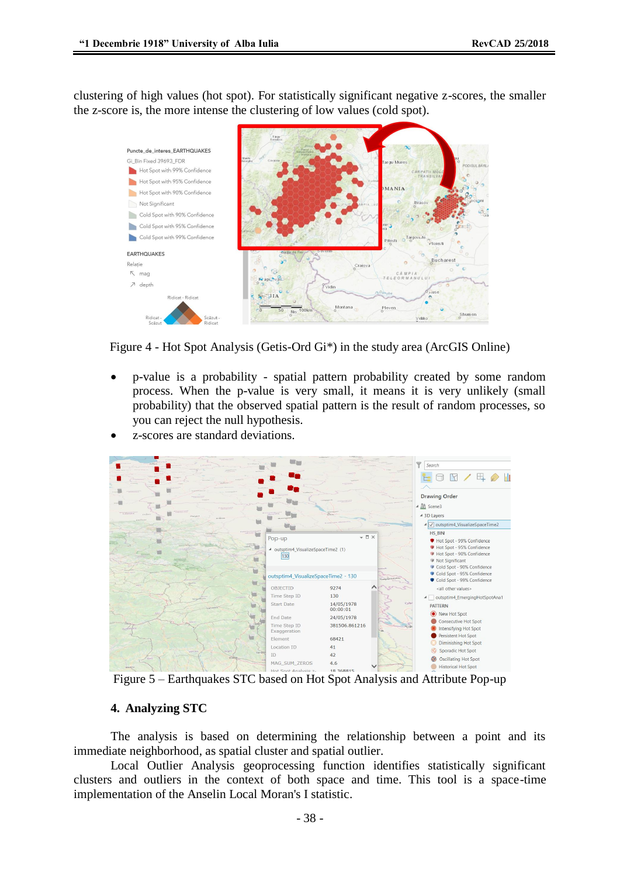clustering of high values (hot spot). For statistically significant negative z-scores, the smaller the z-score is, the more intense the clustering of low values (cold spot).

Figure 4 - Hot Spot Analysis (Getis-Ord Gi*) in the study area (ArcGIS Online)

- p-value is a probability - spatial pattern probability created by some random process. When the p-value is very small, it means it is very unlikely (small probability) that the observed spatial pattern is the result of random processes, so you can reject the null hypothesis.
- z-scores are standard deviations.

Figure 5 – Earthquakes STC based on Hot Spot Analysis and Attribute Pop-up

## 4. Analyzing STC

The analysis is based on determining the relationship between a point and its immediate neighborhood, as spatial cluster and spatial outlier.

Local Outlier Analysis geoprocessing function identifies statistically significant clusters and outliers in the context of both space and time. This tool is a space-time implementation of the Anselin Local Moran's I statistic.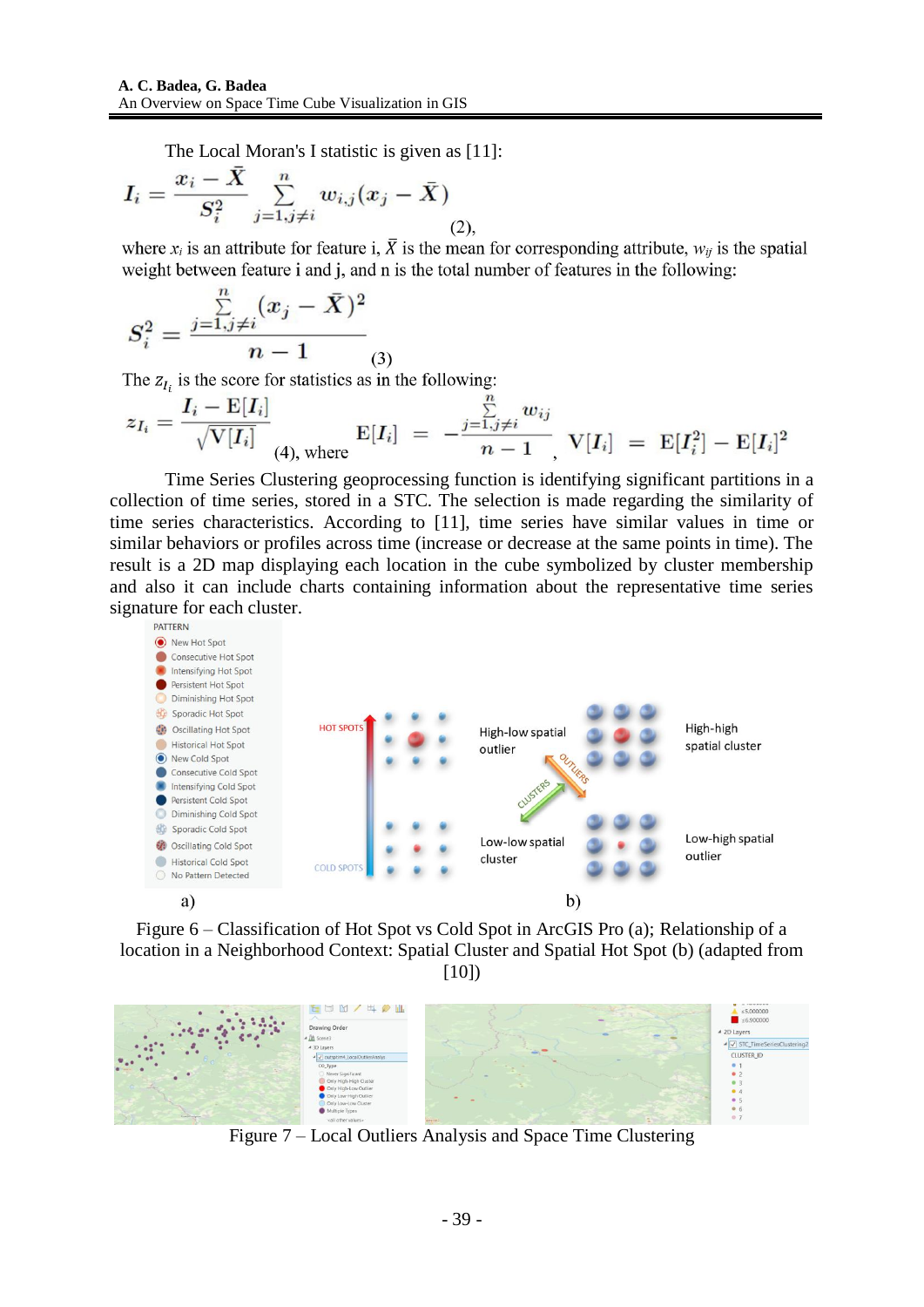The Local Moran's I statistic is given as [11]:

$$I_i = \frac{x_i - \bar{X}}{S_i^2} \sum_{j=1, j \neq i}^{n} w_{i,j}(x_j - \bar{X}) \quad (2),$$

where $x_i$ is an attribute for feature i, $\bar{X}$ is the mean for corresponding attribute, $w_{ij}$ is the spatial weight between feature i and j, and n is the total number of features in the following:

$$S_i^2 = \frac{\sum_{j=1, j \neq i}^{n} (x_j - \bar{X})^2}{n-1} \quad (3)$$

The $z_{I_i}$ is the score for statistics as in the following:

$$z_{I_i} = \frac{I_i - \mathrm{E}[I_i]}{\sqrt{\mathrm{V}[I_i]}} \quad (4), \text{ where } \mathrm{E}[I_i] = -\frac{\sum_{j=1, j \neq i}^{n} w_{ij}}{n-1}, \quad \mathrm{V}[I_i] = \mathrm{E}[I_i^2] - \mathrm{E}[I_i]^2$$

Time Series Clustering geoprocessing function is identifying significant partitions in a collection of time series, stored in a STC. The selection is made regarding the similarity of time series characteristics. According to [11], time series have similar values in time or similar behaviors or profiles across time (increase or decrease at the same points in time). The result is a 2D map displaying each location in the cube symbolized by cluster membership and also it can include charts containing information about the representative time series signature for each cluster.

Figure 6 – Classification of Hot Spot vs Cold Spot in ArcGIS Pro (a); Relationship of a location in a Neighborhood Context: Spatial Cluster and Spatial Hot Spot (b) (adapted from [10])

Figure 7 – Local Outliers Analysis and Space Time Clustering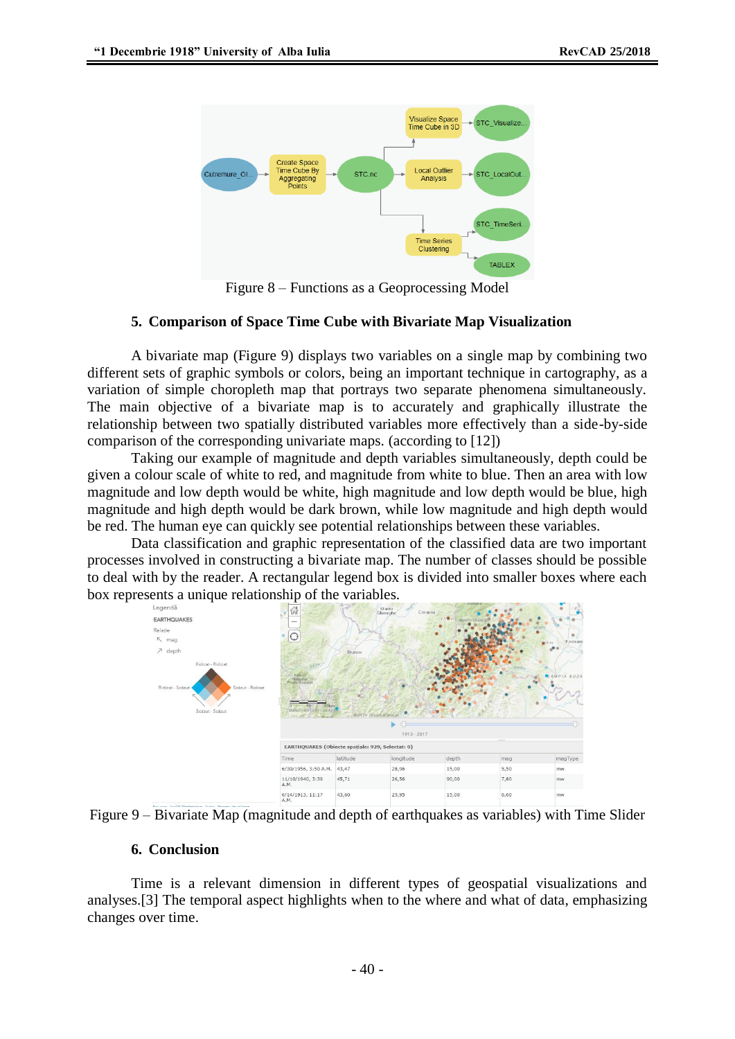Figure 8 – Functions as a Geoprocessing Model

## 5. Comparison of Space Time Cube with Bivariate Map Visualization

A bivariate map (Figure 9) displays two variables on a single map by combining two different sets of graphic symbols or colors, being an important technique in cartography, as a variation of simple choropleth map that portrays two separate phenomena simultaneously. The main objective of a bivariate map is to accurately and graphically illustrate the relationship between two spatially distributed variables more effectively than a side-by-side comparison of the corresponding univariate maps. (according to [12])

Taking our example of magnitude and depth variables simultaneously, depth could be given a colour scale of white to red, and magnitude from white to blue. Then an area with low magnitude and low depth would be white, high magnitude and low depth would be blue, high magnitude and high depth would be dark brown, while low magnitude and high depth would be red. The human eye can quickly see potential relationships between these variables.

Data classification and graphic representation of the classified data are two important processes involved in constructing a bivariate map. The number of classes should be possible to deal with by the reader. A rectangular legend box is divided into smaller boxes where each box represents a unique relationship of the variables.

Figure 9 – Bivariate Map (magnitude and depth of earthquakes as variables) with Time Slider

## 6. Conclusion

Time is a relevant dimension in different types of geospatial visualizations and analyses.[3] The temporal aspect highlights when to the where and what of data, emphasizing changes over time.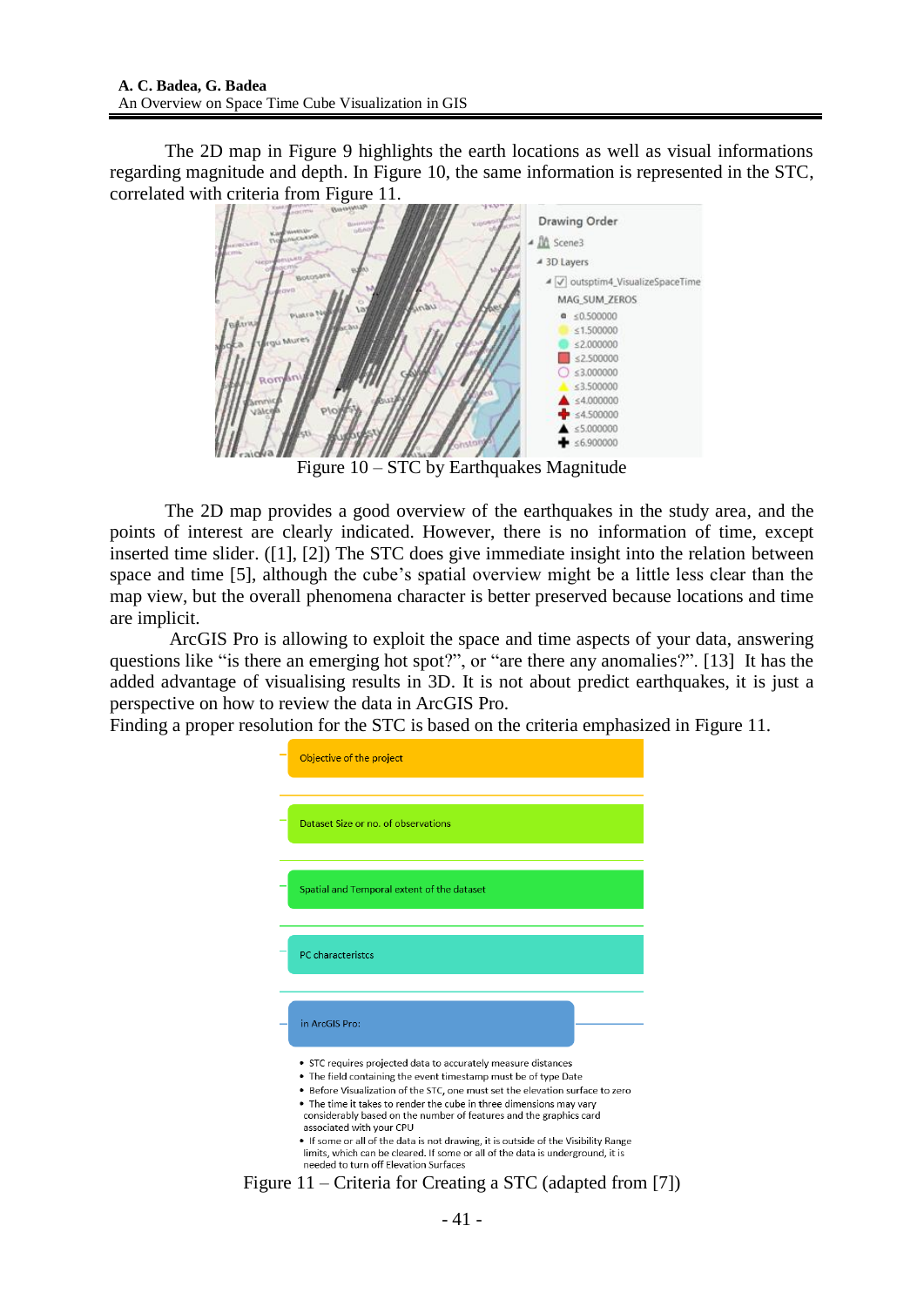The 2D map in Figure 9 highlights the earth locations as well as visual informations regarding magnitude and depth. In Figure 10, the same information is represented in the STC, correlated with criteria from Figure 11.

Figure 10 – STC by Earthquakes Magnitude

The 2D map provides a good overview of the earthquakes in the study area, and the points of interest are clearly indicated. However, there is no information of time, except inserted time slider. ([1], [2]) The STC does give immediate insight into the relation between space and time [5], although the cube's spatial overview might be a little less clear than the map view, but the overall phenomena character is better preserved because locations and time are implicit.

ArcGIS Pro is allowing to exploit the space and time aspects of your data, answering questions like "is there an emerging hot spot?", or "are there any anomalies?". [13] It has the added advantage of visualising results in 3D. It is not about predict earthquakes, it is just a perspective on how to review the data in ArcGIS Pro.

Finding a proper resolution for the STC is based on the criteria emphasized in Figure 11.

Objective of the project

Dataset Size or no. of observations

Spatial and Temporal extent of the dataset

PC characteristcs

in ArcGIS Pro:

- STC requires projected data to accurately measure distances
- The field containing the event timestamp must be of type Date
- Before Visualization of the STC, one must set the elevation surface to zero
- The time it takes to render the cube in three dimensions may vary considerably based on the number of features and the graphics card associated with your CPU
- If some or all of the data is not drawing, it is outside of the Visibility Range limits, which can be cleared. If some or all of the data is underground, it is needed to turn off Elevation Surfaces

Figure 11 – Criteria for Creating a STC (adapted from [7])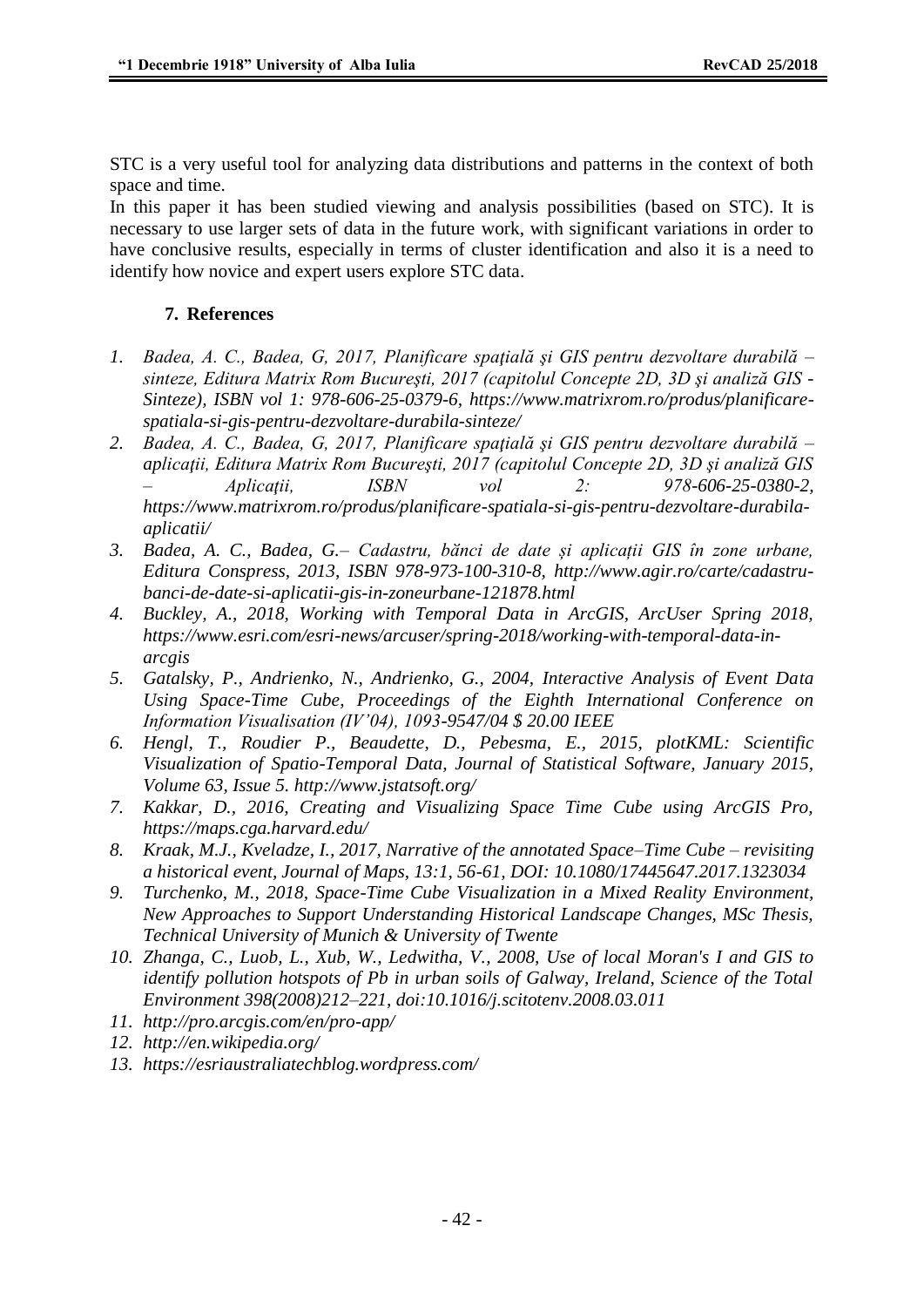STC is a very useful tool for analyzing data distributions and patterns in the context of both space and time.

In this paper it has been studied viewing and analysis possibilities (based on STC). It is necessary to use larger sets of data in the future work, with significant variations in order to have conclusive results, especially in terms of cluster identification and also it is a need to identify how novice and expert users explore STC data.

## 7. References

1. *Badea, A. C., Badea, G, 2017, Planificare spaţială şi GIS pentru dezvoltare durabilă – sinteze, Editura Matrix Rom Bucureşti, 2017 (capitolul Concepte 2D, 3D şi analiză GIS - Sinteze), ISBN vol 1: 978-606-25-0379-6, https://www.matrixrom.ro/produs/planificare-spatiala-si-gis-pentru-dezvoltare-durabila-sinteze/*
2. *Badea, A. C., Badea, G, 2017, Planificare spaţială şi GIS pentru dezvoltare durabilă – aplicaţii, Editura Matrix Rom Bucureşti, 2017 (capitolul Concepte 2D, 3D şi analiză GIS – Aplicaţii, ISBN vol 2: 978-606-25-0380-2, https://www.matrixrom.ro/produs/planificare-spatiala-si-gis-pentru-dezvoltare-durabila-aplicatii/*
3. *Badea, A. C., Badea, G.– Cadastru, bănci de date și aplicații GIS în zone urbane, Editura Conspress, 2013, ISBN 978-973-100-310-8, http://www.agir.ro/carte/cadastru-banci-de-date-si-aplicatii-gis-in-zoneurbane-121878.html*
4. *Buckley, A., 2018, Working with Temporal Data in ArcGIS, ArcUser Spring 2018, https://www.esri.com/esri-news/arcuser/spring-2018/working-with-temporal-data-in-arcgis*
5. *Gatalsky, P., Andrienko, N., Andrienko, G., 2004, Interactive Analysis of Event Data Using Space-Time Cube, Proceedings of the Eighth International Conference on Information Visualisation (IV'04), 1093-9547/04 $ 20.00 IEEE*
6. *Hengl, T., Roudier P., Beaudette, D., Pebesma, E., 2015, plotKML: Scientific Visualization of Spatio-Temporal Data, Journal of Statistical Software, January 2015, Volume 63, Issue 5. http://www.jstatsoft.org/*
7. *Kakkar, D., 2016, Creating and Visualizing Space Time Cube using ArcGIS Pro, https://maps.cga.harvard.edu/*
8. *Kraak, M.J., Kveladze, I., 2017, Narrative of the annotated Space–Time Cube – revisiting a historical event, Journal of Maps, 13:1, 56-61, DOI: 10.1080/17445647.2017.1323034*
9. *Turchenko, M., 2018, Space-Time Cube Visualization in a Mixed Reality Environment, New Approaches to Support Understanding Historical Landscape Changes, MSc Thesis, Technical University of Munich & University of Twente*
10. *Zhanga, C., Luob, L., Xub, W., Ledwitha, V., 2008, Use of local Moran's I and GIS to identify pollution hotspots of Pb in urban soils of Galway, Ireland, Science of the Total Environment 398(2008)212–221, doi:10.1016/j.scitotenv.2008.03.011*
11. *http://pro.arcgis.com/en/pro-app/*
12. *http://en.wikipedia.org/*
13. *https://esriaustraliatechblog.wordpress.com/*